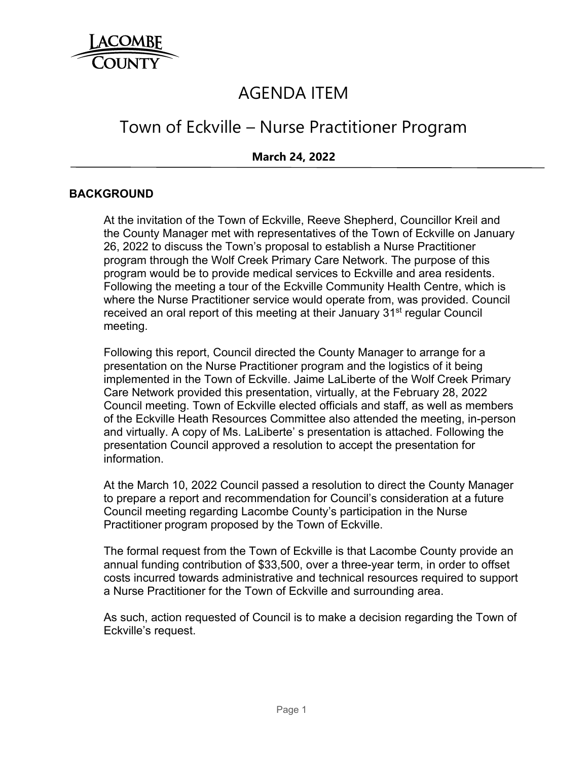# AGENDA ITEM

## Town of Eckville – Nurse Practitioner Program

**March 24, 2022**

### BACKGROUND

At the invitation of the Town of Eckville, Reeve Shepherd, Councillor Kreil and the County Manager met with representatives of the Town of Eckville on January 26, 2022 to discuss the Town's proposal to establish a Nurse Practitioner program through the Wolf Creek Primary Care Network. The purpose of this program would be to provide medical services to Eckville and area residents. Following the meeting a tour of the Eckville Community Health Centre, which is where the Nurse Practitioner service would operate from, was provided. Council received an oral report of this meeting at their January 31st regular Council meeting.

Following this report, Council directed the County Manager to arrange for a presentation on the Nurse Practitioner program and the logistics of it being implemented in the Town of Eckville. Jaime LaLiberte of the Wolf Creek Primary Care Network provided this presentation, virtually, at the February 28, 2022 Council meeting. Town of Eckville elected officials and staff, as well as members of the Eckville Heath Resources Committee also attended the meeting, in-person and virtually. A copy of Ms. LaLiberte' s presentation is attached. Following the presentation Council approved a resolution to accept the presentation for information.

At the March 10, 2022 Council passed a resolution to direct the County Manager to prepare a report and recommendation for Council's consideration at a future Council meeting regarding Lacombe County's participation in the Nurse Practitioner program proposed by the Town of Eckville.

The formal request from the Town of Eckville is that Lacombe County provide an annual funding contribution of $33,500, over a three-year term, in order to offset costs incurred towards administrative and technical resources required to support a Nurse Practitioner for the Town of Eckville and surrounding area.

As such, action requested of Council is to make a decision regarding the Town of Eckville's request.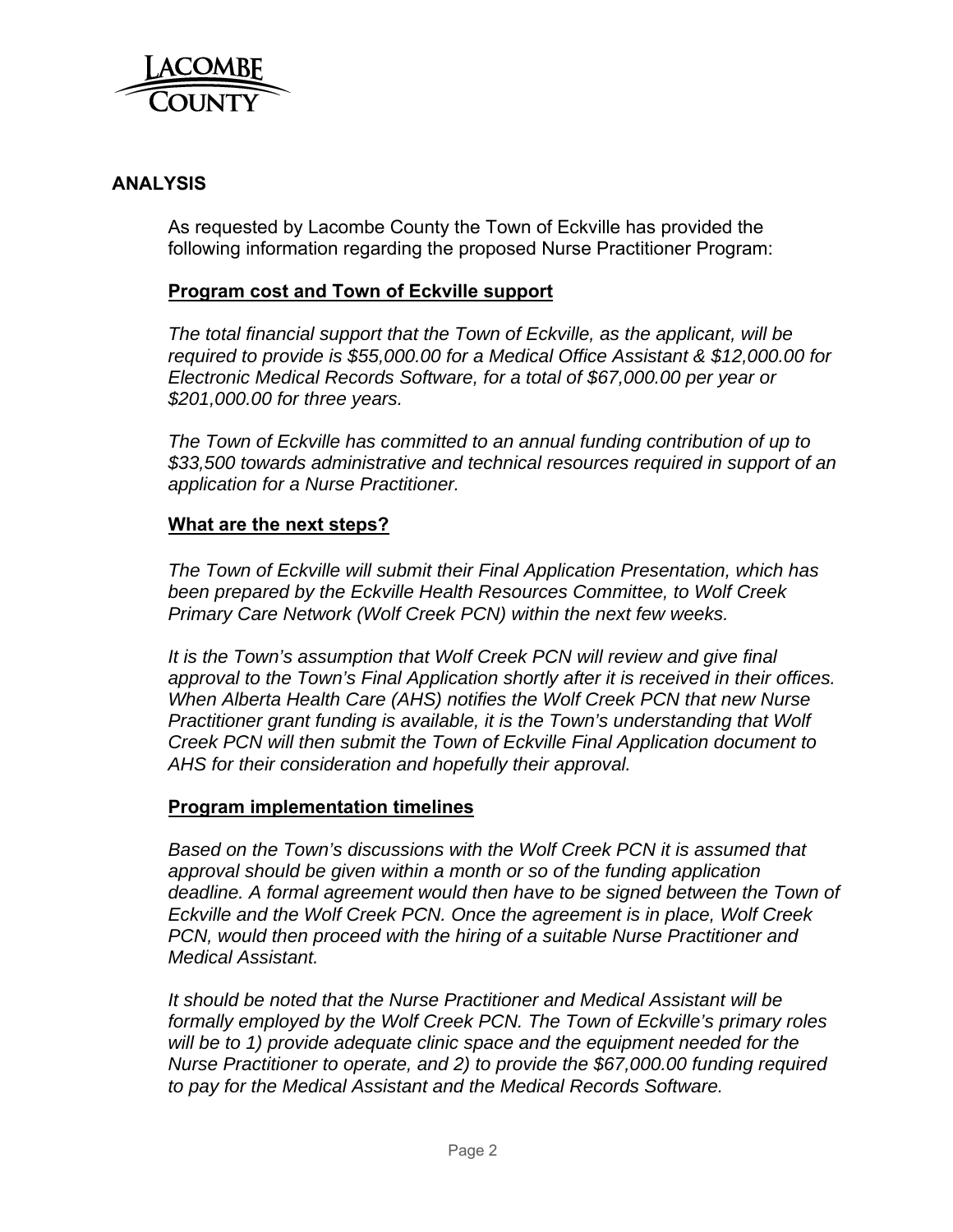## ANALYSIS

As requested by Lacombe County the Town of Eckville has provided the following information regarding the proposed Nurse Practitioner Program:

### Program cost and Town of Eckville support

*The total financial support that the Town of Eckville, as the applicant, will be required to provide is $55,000.00 for a Medical Office Assistant & $12,000.00 for Electronic Medical Records Software, for a total of $67,000.00 per year or $201,000.00 for three years.*

*The Town of Eckville has committed to an annual funding contribution of up to $33,500 towards administrative and technical resources required in support of an application for a Nurse Practitioner.*

### What are the next steps?

*The Town of Eckville will submit their Final Application Presentation, which has been prepared by the Eckville Health Resources Committee, to Wolf Creek Primary Care Network (Wolf Creek PCN) within the next few weeks.*

*It is the Town's assumption that Wolf Creek PCN will review and give final approval to the Town's Final Application shortly after it is received in their offices. When Alberta Health Care (AHS) notifies the Wolf Creek PCN that new Nurse Practitioner grant funding is available, it is the Town's understanding that Wolf Creek PCN will then submit the Town of Eckville Final Application document to AHS for their consideration and hopefully their approval.*

### Program implementation timelines

*Based on the Town's discussions with the Wolf Creek PCN it is assumed that approval should be given within a month or so of the funding application deadline. A formal agreement would then have to be signed between the Town of Eckville and the Wolf Creek PCN. Once the agreement is in place, Wolf Creek PCN, would then proceed with the hiring of a suitable Nurse Practitioner and Medical Assistant.*

*It should be noted that the Nurse Practitioner and Medical Assistant will be formally employed by the Wolf Creek PCN. The Town of Eckville's primary roles will be to 1) provide adequate clinic space and the equipment needed for the Nurse Practitioner to operate, and 2) to provide the $67,000.00 funding required to pay for the Medical Assistant and the Medical Records Software.*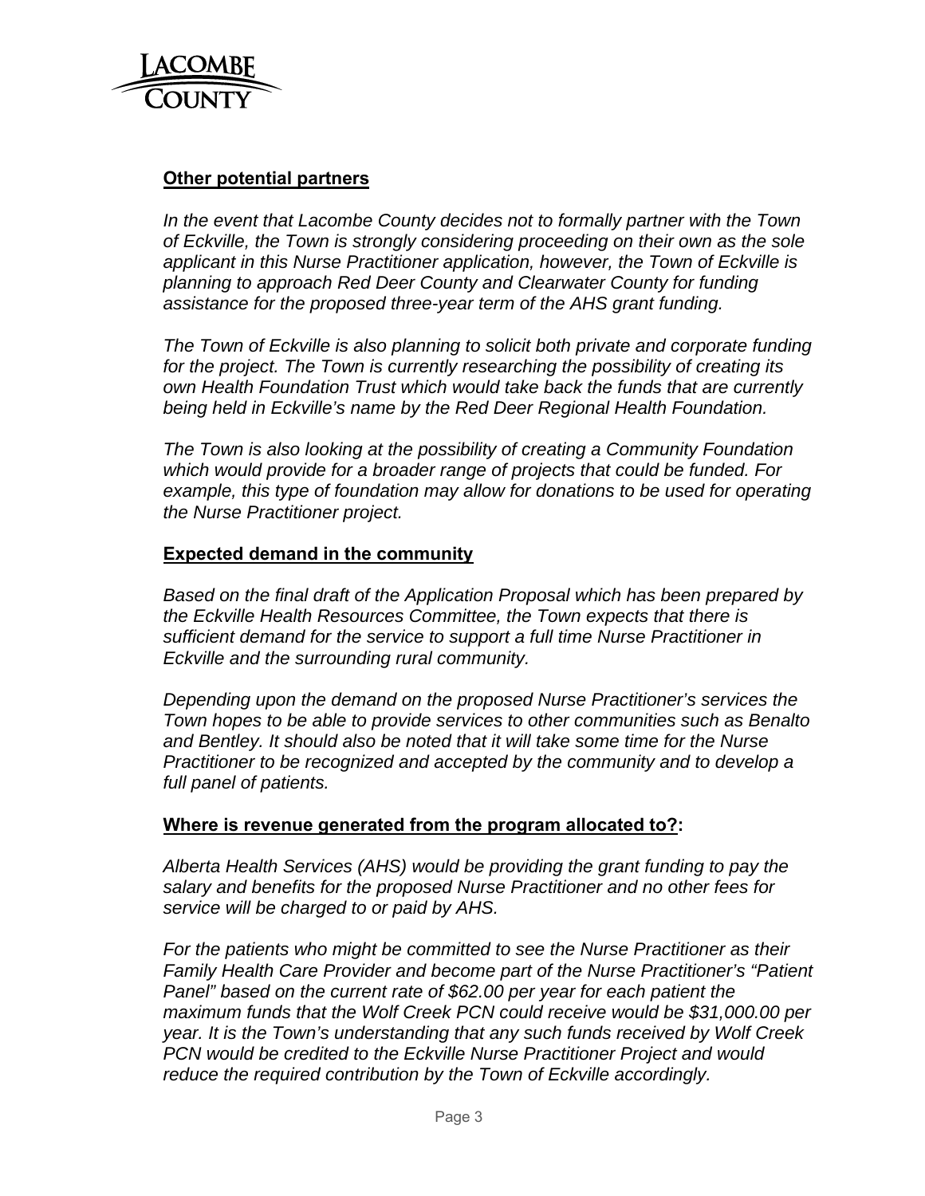**Other potential partners**

*In the event that Lacombe County decides not to formally partner with the Town of Eckville, the Town is strongly considering proceeding on their own as the sole applicant in this Nurse Practitioner application, however, the Town of Eckville is planning to approach Red Deer County and Clearwater County for funding assistance for the proposed three-year term of the AHS grant funding.*

*The Town of Eckville is also planning to solicit both private and corporate funding for the project. The Town is currently researching the possibility of creating its own Health Foundation Trust which would take back the funds that are currently being held in Eckville's name by the Red Deer Regional Health Foundation.*

*The Town is also looking at the possibility of creating a Community Foundation which would provide for a broader range of projects that could be funded. For example, this type of foundation may allow for donations to be used for operating the Nurse Practitioner project.*

**Expected demand in the community**

*Based on the final draft of the Application Proposal which has been prepared by the Eckville Health Resources Committee, the Town expects that there is sufficient demand for the service to support a full time Nurse Practitioner in Eckville and the surrounding rural community.*

*Depending upon the demand on the proposed Nurse Practitioner's services the Town hopes to be able to provide services to other communities such as Benalto and Bentley. It should also be noted that it will take some time for the Nurse Practitioner to be recognized and accepted by the community and to develop a full panel of patients.*

**Where is revenue generated from the program allocated to?:**

*Alberta Health Services (AHS) would be providing the grant funding to pay the salary and benefits for the proposed Nurse Practitioner and no other fees for service will be charged to or paid by AHS.*

*For the patients who might be committed to see the Nurse Practitioner as their Family Health Care Provider and become part of the Nurse Practitioner's "Patient Panel" based on the current rate of $62.00 per year for each patient the maximum funds that the Wolf Creek PCN could receive would be $31,000.00 per year. It is the Town's understanding that any such funds received by Wolf Creek PCN would be credited to the Eckville Nurse Practitioner Project and would reduce the required contribution by the Town of Eckville accordingly.*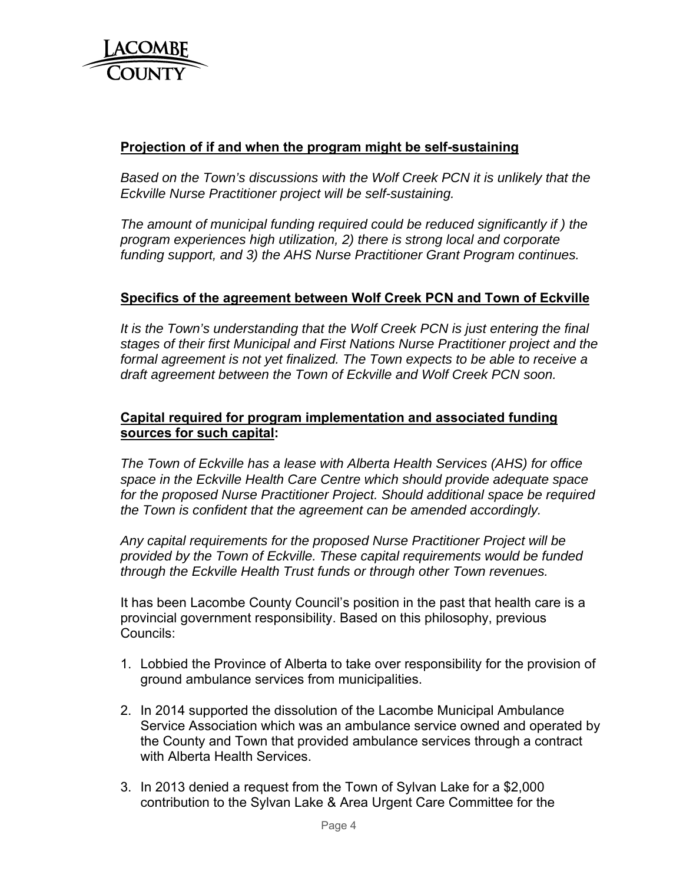**Projection of if and when the program might be self-sustaining**

*Based on the Town's discussions with the Wolf Creek PCN it is unlikely that the Eckville Nurse Practitioner project will be self-sustaining.*

*The amount of municipal funding required could be reduced significantly if ) the program experiences high utilization, 2) there is strong local and corporate funding support, and 3) the AHS Nurse Practitioner Grant Program continues.*

**Specifics of the agreement between Wolf Creek PCN and Town of Eckville**

*It is the Town's understanding that the Wolf Creek PCN is just entering the final stages of their first Municipal and First Nations Nurse Practitioner project and the formal agreement is not yet finalized. The Town expects to be able to receive a draft agreement between the Town of Eckville and Wolf Creek PCN soon.*

**Capital required for program implementation and associated funding sources for such capital:**

*The Town of Eckville has a lease with Alberta Health Services (AHS) for office space in the Eckville Health Care Centre which should provide adequate space for the proposed Nurse Practitioner Project. Should additional space be required the Town is confident that the agreement can be amended accordingly.*

*Any capital requirements for the proposed Nurse Practitioner Project will be provided by the Town of Eckville. These capital requirements would be funded through the Eckville Health Trust funds or through other Town revenues.*

It has been Lacombe County Council's position in the past that health care is a provincial government responsibility. Based on this philosophy, previous Councils:

1. Lobbied the Province of Alberta to take over responsibility for the provision of ground ambulance services from municipalities.
2. In 2014 supported the dissolution of the Lacombe Municipal Ambulance Service Association which was an ambulance service owned and operated by the County and Town that provided ambulance services through a contract with Alberta Health Services.
3. In 2013 denied a request from the Town of Sylvan Lake for a $2,000 contribution to the Sylvan Lake & Area Urgent Care Committee for the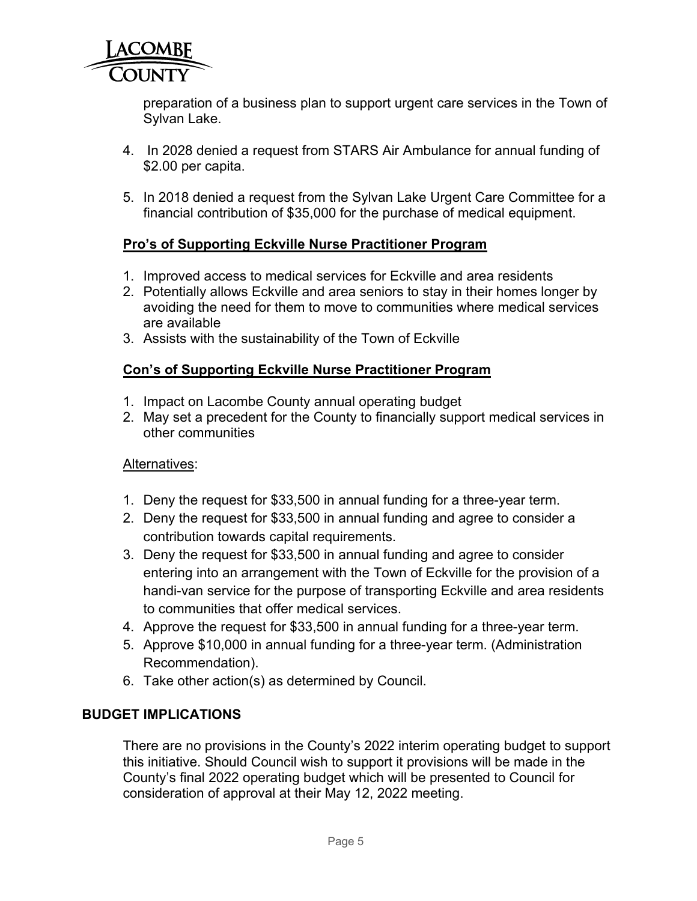preparation of a business plan to support urgent care services in the Town of Sylvan Lake.

4. In 2028 denied a request from STARS Air Ambulance for annual funding of $2.00 per capita.

5. In 2018 denied a request from the Sylvan Lake Urgent Care Committee for a financial contribution of $35,000 for the purchase of medical equipment.

**Pro's of Supporting Eckville Nurse Practitioner Program**

1. Improved access to medical services for Eckville and area residents
2. Potentially allows Eckville and area seniors to stay in their homes longer by avoiding the need for them to move to communities where medical services are available
3. Assists with the sustainability of the Town of Eckville

**Con's of Supporting Eckville Nurse Practitioner Program**

1. Impact on Lacombe County annual operating budget
2. May set a precedent for the County to financially support medical services in other communities

Alternatives:

1. Deny the request for $33,500 in annual funding for a three-year term.
2. Deny the request for $33,500 in annual funding and agree to consider a contribution towards capital requirements.
3. Deny the request for $33,500 in annual funding and agree to consider entering into an arrangement with the Town of Eckville for the provision of a handi-van service for the purpose of transporting Eckville and area residents to communities that offer medical services.
4. Approve the request for $33,500 in annual funding for a three-year term.
5. Approve $10,000 in annual funding for a three-year term. (Administration Recommendation).
6. Take other action(s) as determined by Council.

## BUDGET IMPLICATIONS

There are no provisions in the County's 2022 interim operating budget to support this initiative. Should Council wish to support it provisions will be made in the County's final 2022 operating budget which will be presented to Council for consideration of approval at their May 12, 2022 meeting.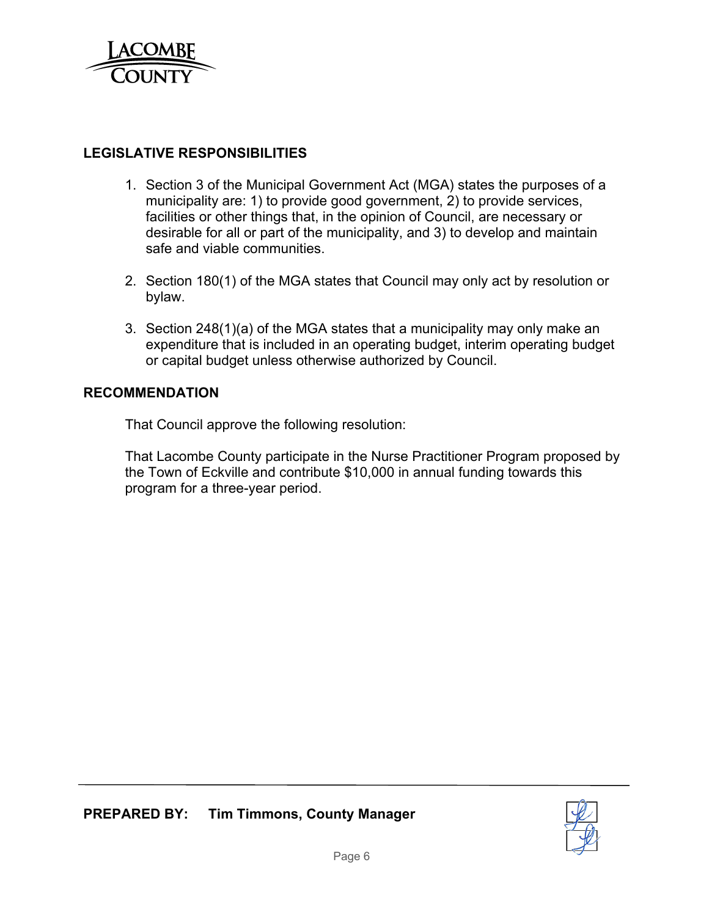## LEGISLATIVE RESPONSIBILITIES

1. Section 3 of the Municipal Government Act (MGA) states the purposes of a municipality are: 1) to provide good government, 2) to provide services, facilities or other things that, in the opinion of Council, are necessary or desirable for all or part of the municipality, and 3) to develop and maintain safe and viable communities.

2. Section 180(1) of the MGA states that Council may only act by resolution or bylaw.

3. Section 248(1)(a) of the MGA states that a municipality may only make an expenditure that is included in an operating budget, interim operating budget or capital budget unless otherwise authorized by Council.

## RECOMMENDATION

That Council approve the following resolution:

That Lacombe County participate in the Nurse Practitioner Program proposed by the Town of Eckville and contribute $10,000 in annual funding towards this program for a three-year period.

**PREPARED BY: Tim Timmons, County Manager**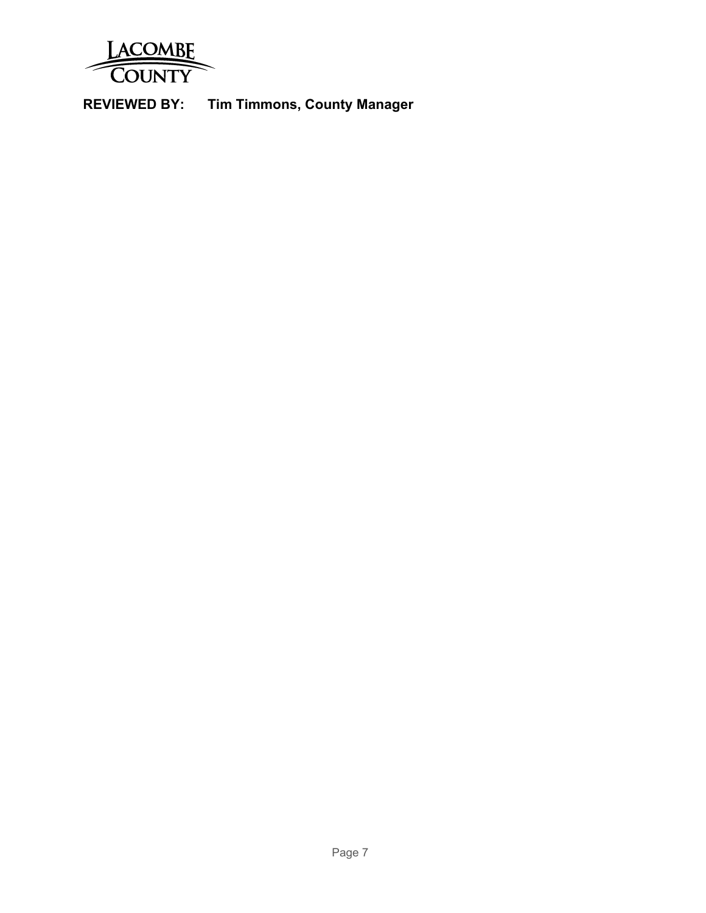LACOMBE COUNTY

**REVIEWED BY:** **Tim Timmons, County Manager**